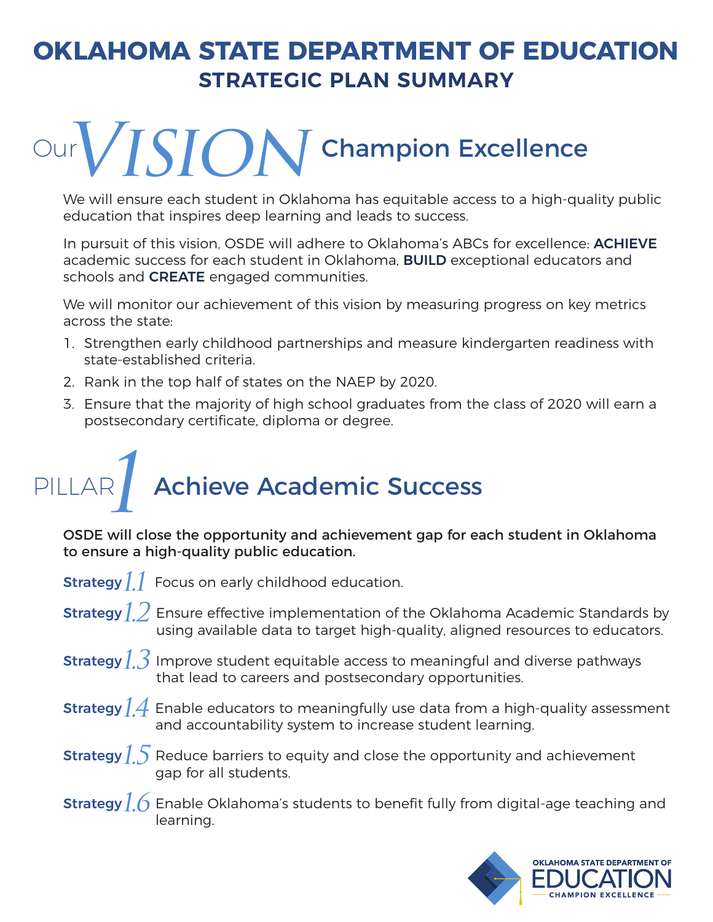# OKLAHOMA STATE DEPARTMENT OF EDUCATION
## STRATEGIC PLAN SUMMARY

## Our VISION Champion Excellence

We will ensure each student in Oklahoma has equitable access to a high-quality public education that inspires deep learning and leads to success.

In pursuit of this vision, OSDE will adhere to Oklahoma's ABCs for excellence: **ACHIEVE** academic success for each student in Oklahoma, **BUILD** exceptional educators and schools and **CREATE** engaged communities.

We will monitor our achievement of this vision by measuring progress on key metrics across the state:

1. Strengthen early childhood partnerships and measure kindergarten readiness with state-established criteria.
2. Rank in the top half of states on the NAEP by 2020.
3. Ensure that the majority of high school graduates from the class of 2020 will earn a postsecondary certificate, diploma or degree.

## PILLAR 1 Achieve Academic Success

**OSDE will close the opportunity and achievement gap for each student in Oklahoma to ensure a high-quality public education.**

**Strategy 1.1** Focus on early childhood education.

**Strategy 1.2** Ensure effective implementation of the Oklahoma Academic Standards by using available data to target high-quality, aligned resources to educators.

**Strategy 1.3** Improve student equitable access to meaningful and diverse pathways that lead to careers and postsecondary opportunities.

**Strategy 1.4** Enable educators to meaningfully use data from a high-quality assessment and accountability system to increase student learning.

**Strategy 1.5** Reduce barriers to equity and close the opportunity and achievement gap for all students.

**Strategy 1.6** Enable Oklahoma's students to benefit fully from digital-age teaching and learning.

OKLAHOMA STATE DEPARTMENT OF EDUCATION — CHAMPION EXCELLENCE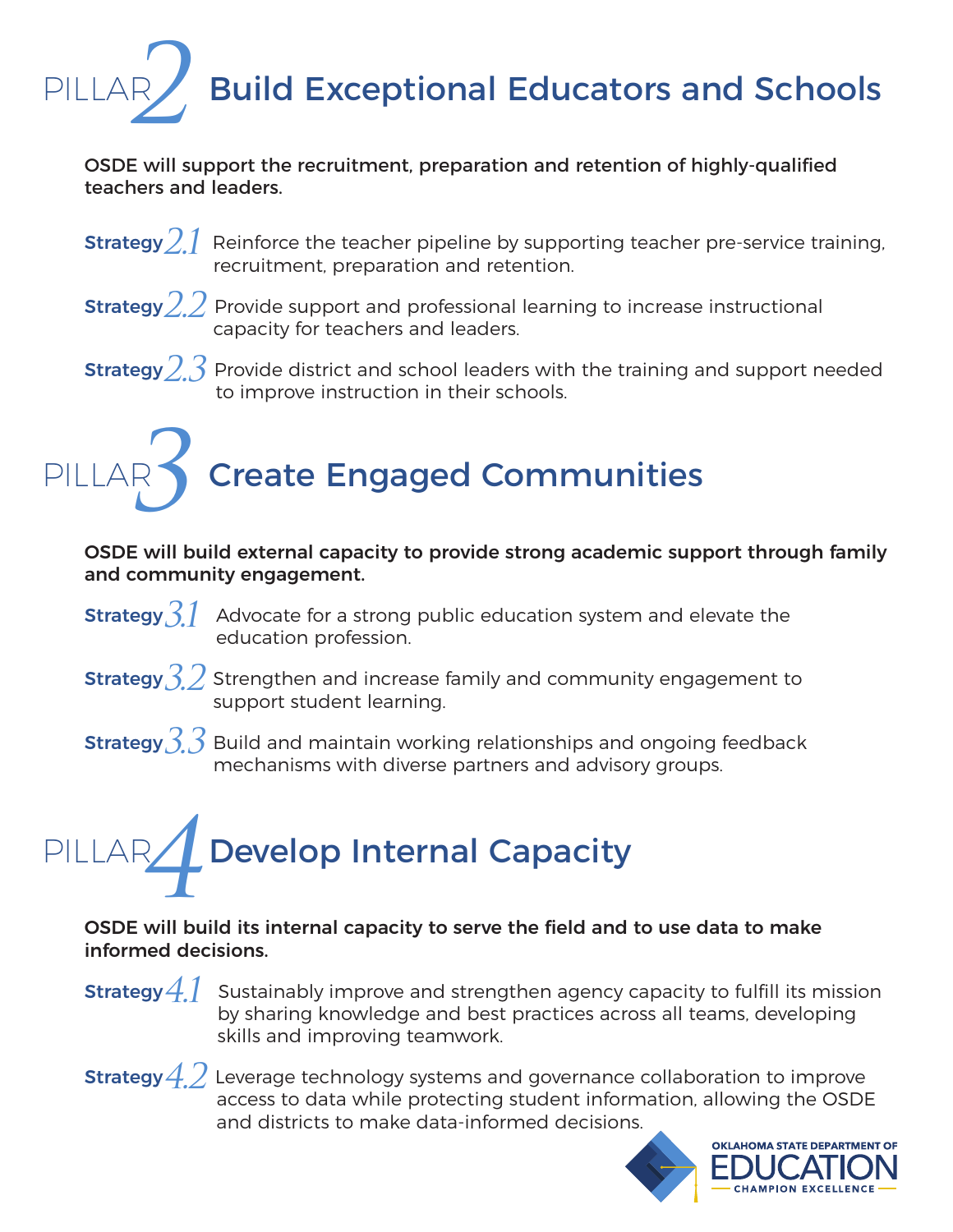# PILLAR 2 Build Exceptional Educators and Schools

**OSDE will support the recruitment, preparation and retention of highly-qualified teachers and leaders.**

**Strategy 2.1** Reinforce the teacher pipeline by supporting teacher pre-service training, recruitment, preparation and retention.

**Strategy 2.2** Provide support and professional learning to increase instructional capacity for teachers and leaders.

**Strategy 2.3** Provide district and school leaders with the training and support needed to improve instruction in their schools.

# PILLAR 3 Create Engaged Communities

**OSDE will build external capacity to provide strong academic support through family and community engagement.**

**Strategy 3.1** Advocate for a strong public education system and elevate the education profession.

**Strategy 3.2** Strengthen and increase family and community engagement to support student learning.

**Strategy 3.3** Build and maintain working relationships and ongoing feedback mechanisms with diverse partners and advisory groups.

# PILLAR 4 Develop Internal Capacity

**OSDE will build its internal capacity to serve the field and to use data to make informed decisions.**

**Strategy 4.1** Sustainably improve and strengthen agency capacity to fulfill its mission by sharing knowledge and best practices across all teams, developing skills and improving teamwork.

**Strategy 4.2** Leverage technology systems and governance collaboration to improve access to data while protecting student information, allowing the OSDE and districts to make data-informed decisions.

OKLAHOMA STATE DEPARTMENT OF EDUCATION
CHAMPION EXCELLENCE